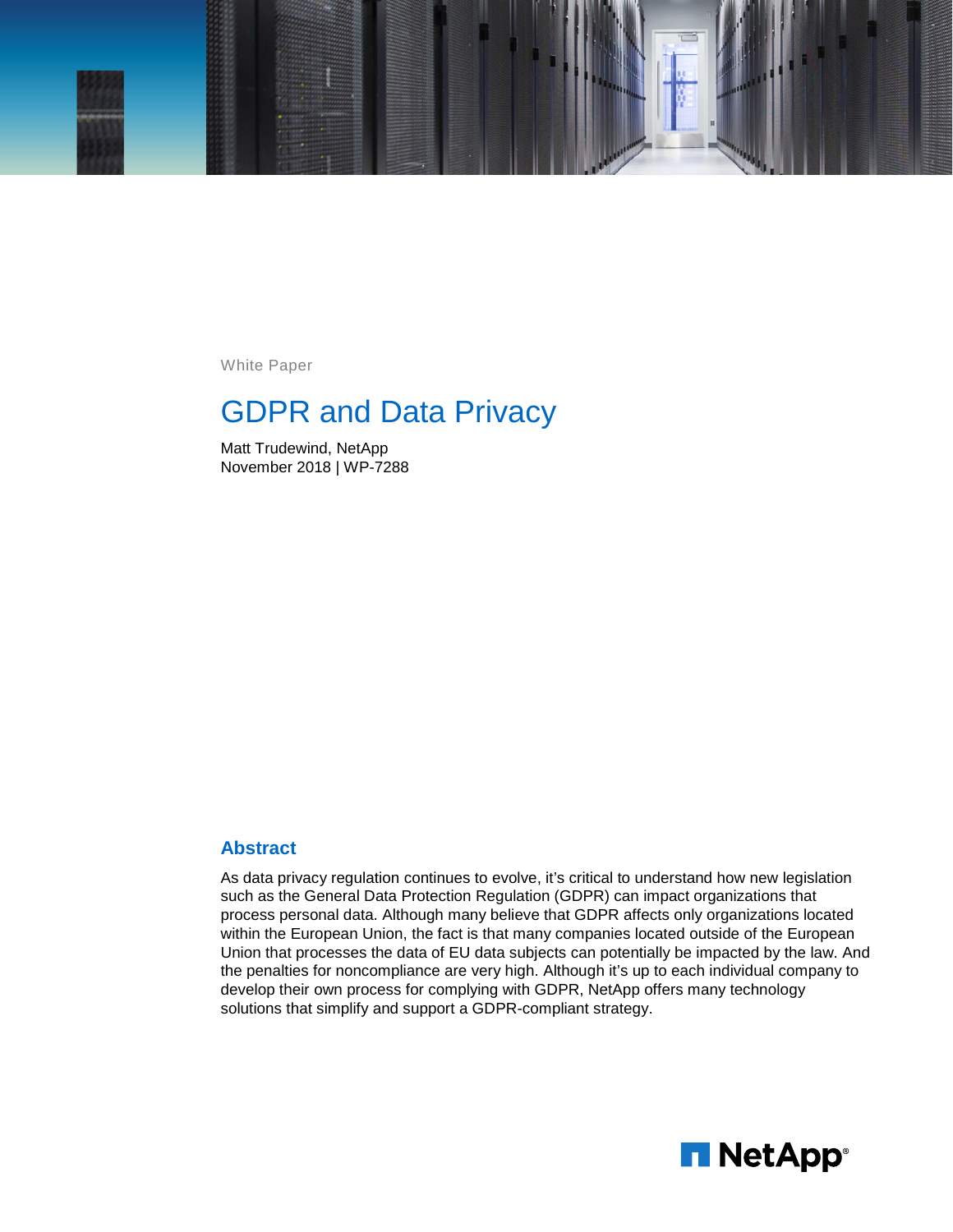White Paper

# GDPR and Data Privacy

Matt Trudewind, NetApp
November 2018 | WP-7288

## Abstract

As data privacy regulation continues to evolve, it's critical to understand how new legislation such as the General Data Protection Regulation (GDPR) can impact organizations that process personal data. Although many believe that GDPR affects only organizations located within the European Union, the fact is that many companies located outside of the European Union that processes the data of EU data subjects can potentially be impacted by the law. And the penalties for noncompliance are very high. Although it's up to each individual company to develop their own process for complying with GDPR, NetApp offers many technology solutions that simplify and support a GDPR-compliant strategy.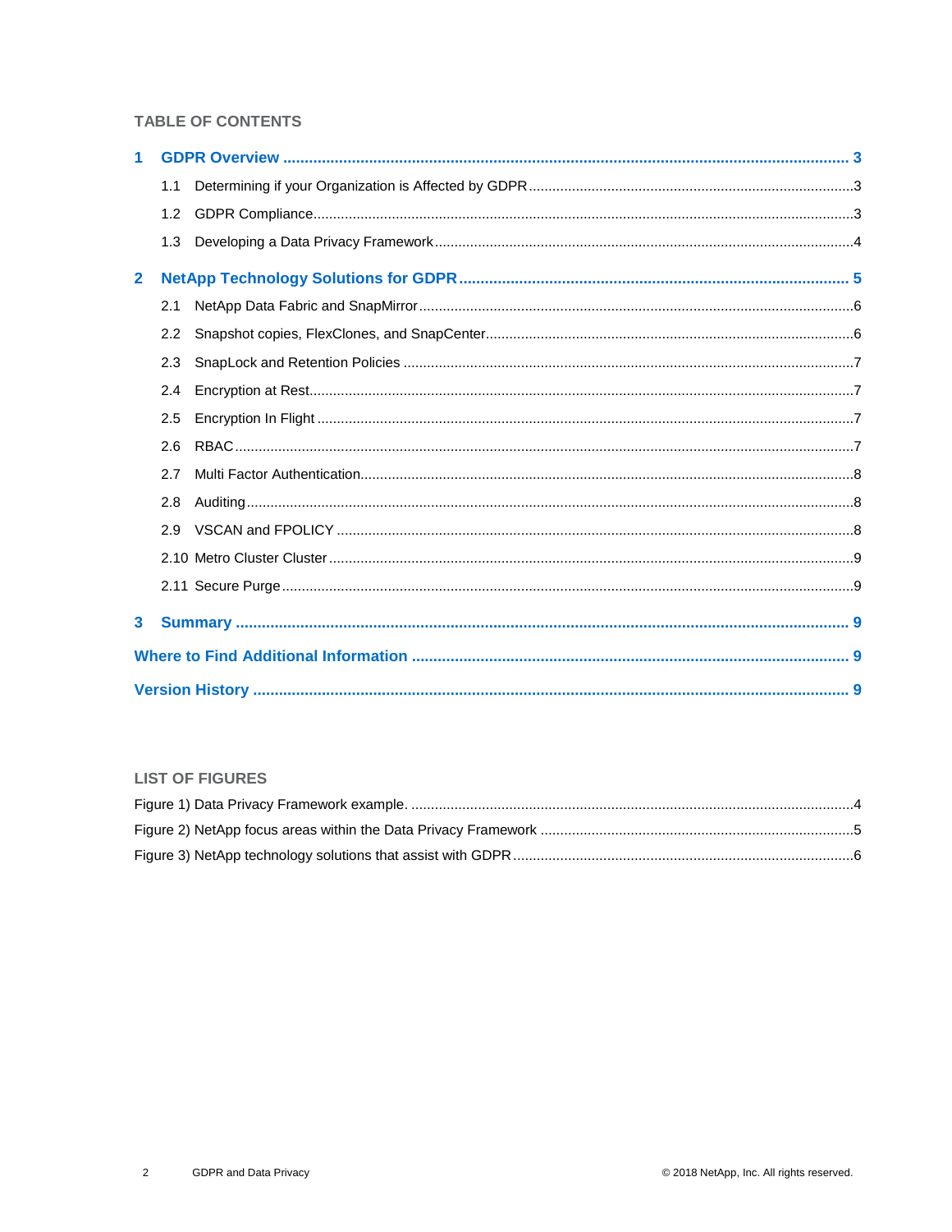## TABLE OF CONTENTS

**1 GDPR Overview** .......... **3**

- 1.1 Determining if your Organization is Affected by GDPR .......... 3
- 1.2 GDPR Compliance .......... 3
- 1.3 Developing a Data Privacy Framework .......... 4

**2 NetApp Technology Solutions for GDPR** .......... **5**

- 2.1 NetApp Data Fabric and SnapMirror .......... 6
- 2.2 Snapshot copies, FlexClones, and SnapCenter .......... 6
- 2.3 SnapLock and Retention Policies .......... 7
- 2.4 Encryption at Rest .......... 7
- 2.5 Encryption In Flight .......... 7
- 2.6 RBAC .......... 7
- 2.7 Multi Factor Authentication .......... 8
- 2.8 Auditing .......... 8
- 2.9 VSCAN and FPOLICY .......... 8
- 2.10 Metro Cluster Cluster .......... 9
- 2.11 Secure Purge .......... 9

**3 Summary** .......... **9**

**Where to Find Additional Information** .......... **9**

**Version History** .......... **9**

## LIST OF FIGURES

- Figure 1) Data Privacy Framework example. .......... 4
- Figure 2) NetApp focus areas within the Data Privacy Framework .......... 5
- Figure 3) NetApp technology solutions that assist with GDPR .......... 6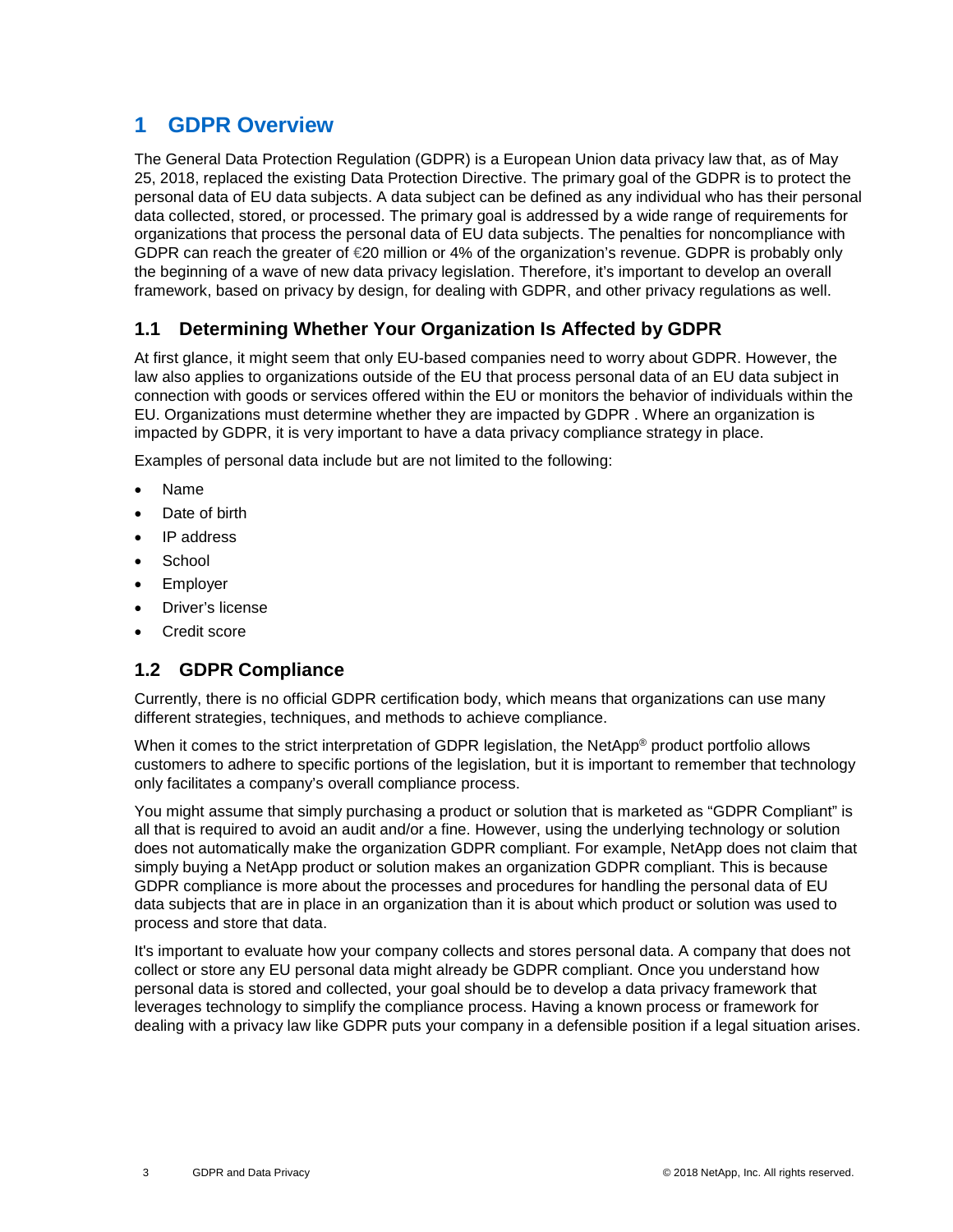# 1 GDPR Overview

The General Data Protection Regulation (GDPR) is a European Union data privacy law that, as of May 25, 2018, replaced the existing Data Protection Directive. The primary goal of the GDPR is to protect the personal data of EU data subjects. A data subject can be defined as any individual who has their personal data collected, stored, or processed. The primary goal is addressed by a wide range of requirements for organizations that process the personal data of EU data subjects. The penalties for noncompliance with GDPR can reach the greater of €20 million or 4% of the organization's revenue. GDPR is probably only the beginning of a wave of new data privacy legislation. Therefore, it's important to develop an overall framework, based on privacy by design, for dealing with GDPR, and other privacy regulations as well.

## 1.1 Determining Whether Your Organization Is Affected by GDPR

At first glance, it might seem that only EU-based companies need to worry about GDPR. However, the law also applies to organizations outside of the EU that process personal data of an EU data subject in connection with goods or services offered within the EU or monitors the behavior of individuals within the EU. Organizations must determine whether they are impacted by GDPR . Where an organization is impacted by GDPR, it is very important to have a data privacy compliance strategy in place.

Examples of personal data include but are not limited to the following:

- Name
- Date of birth
- IP address
- School
- Employer
- Driver's license
- Credit score

## 1.2 GDPR Compliance

Currently, there is no official GDPR certification body, which means that organizations can use many different strategies, techniques, and methods to achieve compliance.

When it comes to the strict interpretation of GDPR legislation, the NetApp® product portfolio allows customers to adhere to specific portions of the legislation, but it is important to remember that technology only facilitates a company's overall compliance process.

You might assume that simply purchasing a product or solution that is marketed as "GDPR Compliant" is all that is required to avoid an audit and/or a fine. However, using the underlying technology or solution does not automatically make the organization GDPR compliant. For example, NetApp does not claim that simply buying a NetApp product or solution makes an organization GDPR compliant. This is because GDPR compliance is more about the processes and procedures for handling the personal data of EU data subjects that are in place in an organization than it is about which product or solution was used to process and store that data.

It's important to evaluate how your company collects and stores personal data. A company that does not collect or store any EU personal data might already be GDPR compliant. Once you understand how personal data is stored and collected, your goal should be to develop a data privacy framework that leverages technology to simplify the compliance process. Having a known process or framework for dealing with a privacy law like GDPR puts your company in a defensible position if a legal situation arises.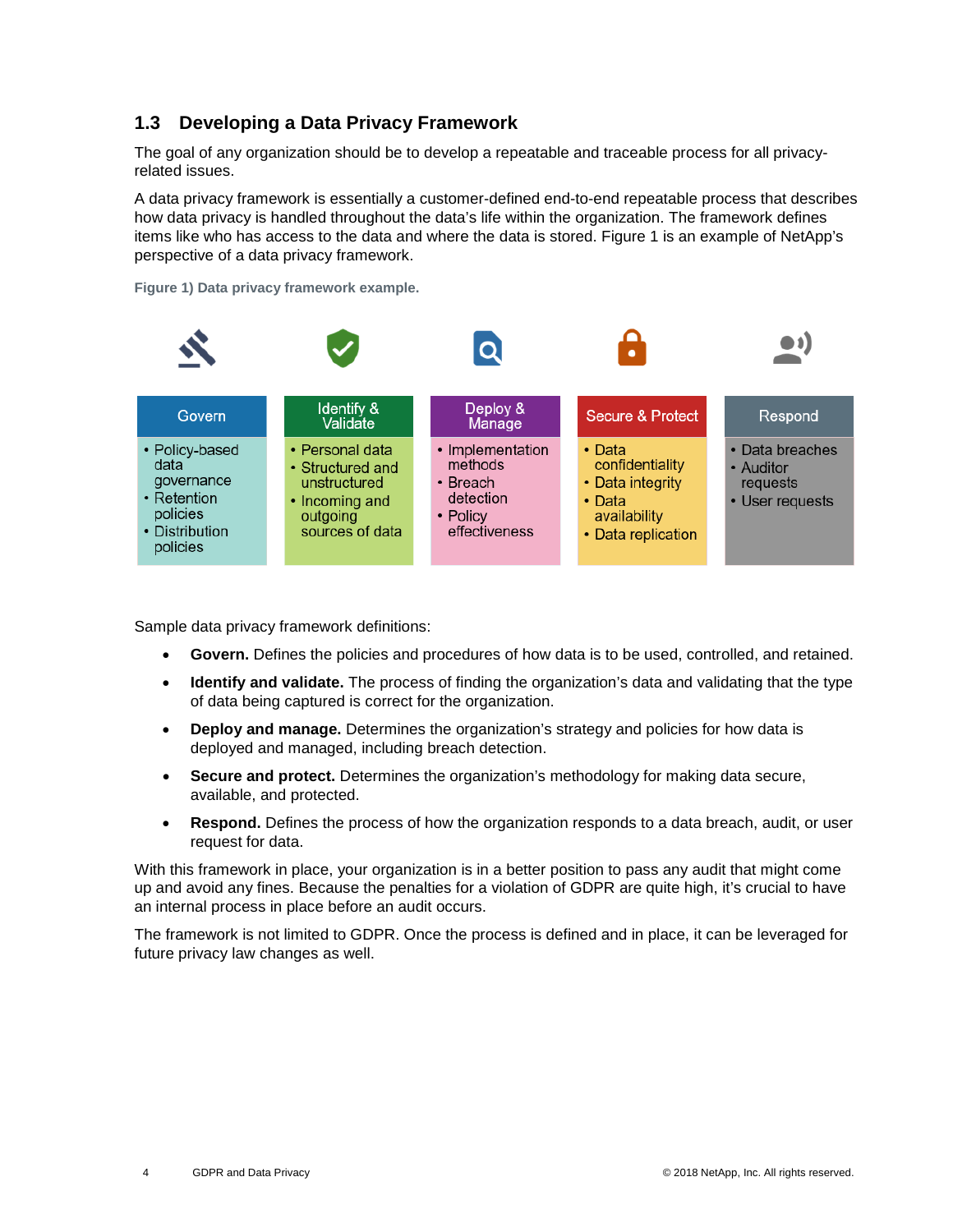## 1.3 Developing a Data Privacy Framework

The goal of any organization should be to develop a repeatable and traceable process for all privacy-related issues.

A data privacy framework is essentially a customer-defined end-to-end repeatable process that describes how data privacy is handled throughout the data's life within the organization. The framework defines items like who has access to the data and where the data is stored. Figure 1 is an example of NetApp's perspective of a data privacy framework.

**Figure 1) Data privacy framework example.**

| Govern | Identify & Validate | Deploy & Manage | Secure & Protect | Respond |
|---|---|---|---|---|
| • Policy-based data governance<br>• Retention policies<br>• Distribution policies | • Personal data<br>• Structured and unstructured<br>• Incoming and outgoing sources of data | • Implementation methods<br>• Breach detection<br>• Policy effectiveness | • Data confidentiality<br>• Data integrity<br>• Data availability<br>• Data replication | • Data breaches<br>• Auditor requests<br>• User requests |

Sample data privacy framework definitions:

- **Govern.** Defines the policies and procedures of how data is to be used, controlled, and retained.
- **Identify and validate.** The process of finding the organization's data and validating that the type of data being captured is correct for the organization.
- **Deploy and manage.** Determines the organization's strategy and policies for how data is deployed and managed, including breach detection.
- **Secure and protect.** Determines the organization's methodology for making data secure, available, and protected.
- **Respond.** Defines the process of how the organization responds to a data breach, audit, or user request for data.

With this framework in place, your organization is in a better position to pass any audit that might come up and avoid any fines. Because the penalties for a violation of GDPR are quite high, it's crucial to have an internal process in place before an audit occurs.

The framework is not limited to GDPR. Once the process is defined and in place, it can be leveraged for future privacy law changes as well.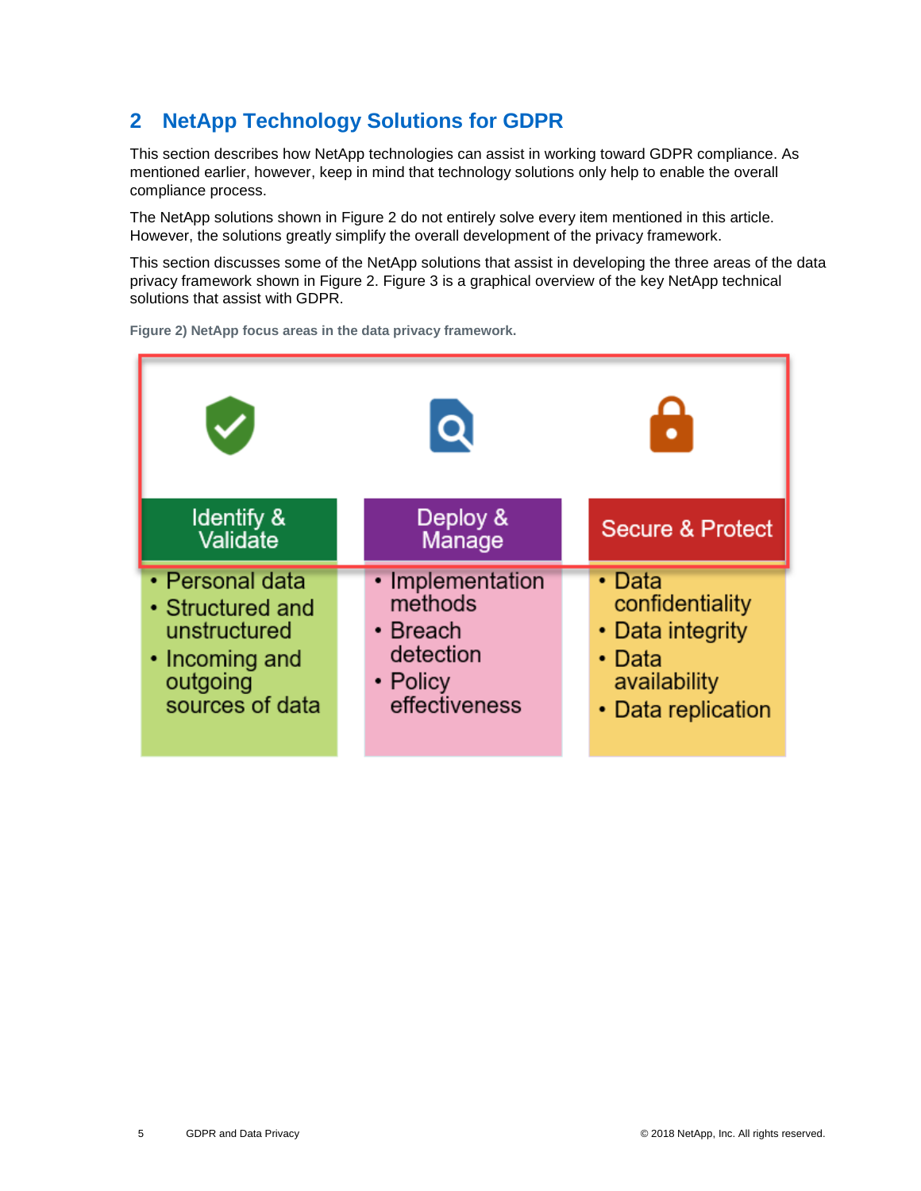## 2 NetApp Technology Solutions for GDPR

This section describes how NetApp technologies can assist in working toward GDPR compliance. As mentioned earlier, however, keep in mind that technology solutions only help to enable the overall compliance process.

The NetApp solutions shown in Figure 2 do not entirely solve every item mentioned in this article. However, the solutions greatly simplify the overall development of the privacy framework.

This section discusses some of the NetApp solutions that assist in developing the three areas of the data privacy framework shown in Figure 2. Figure 3 is a graphical overview of the key NetApp technical solutions that assist with GDPR.

**Figure 2) NetApp focus areas in the data privacy framework.**

| Identify & Validate | Deploy & Manage | Secure & Protect |
| --- | --- | --- |
| • Personal data<br>• Structured and unstructured<br>• Incoming and outgoing sources of data | • Implementation methods<br>• Breach detection<br>• Policy effectiveness | • Data confidentiality<br>• Data integrity<br>• Data availability<br>• Data replication |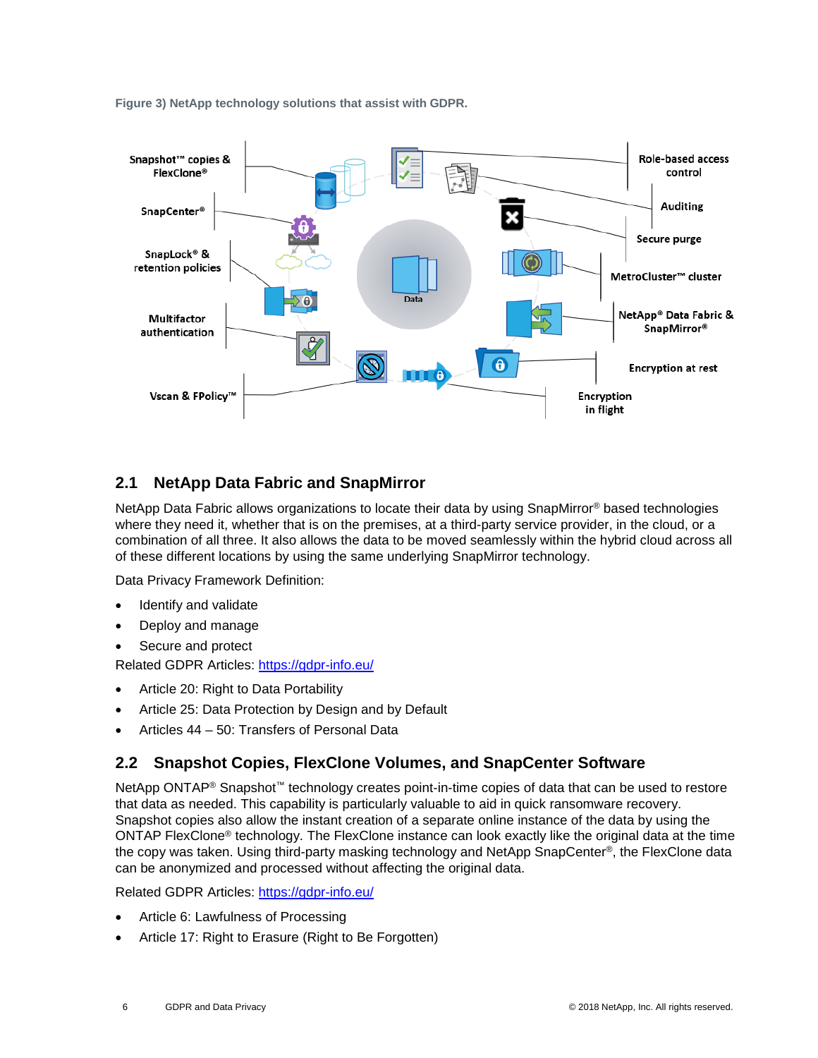Figure 3) NetApp technology solutions that assist with GDPR.

## 2.1 NetApp Data Fabric and SnapMirror

NetApp Data Fabric allows organizations to locate their data by using SnapMirror® based technologies where they need it, whether that is on the premises, at a third-party service provider, in the cloud, or a combination of all three. It also allows the data to be moved seamlessly within the hybrid cloud across all of these different locations by using the same underlying SnapMirror technology.

Data Privacy Framework Definition:

- Identify and validate
- Deploy and manage
- Secure and protect

Related GDPR Articles: https://gdpr-info.eu/

- Article 20: Right to Data Portability
- Article 25: Data Protection by Design and by Default
- Articles 44 – 50: Transfers of Personal Data

## 2.2 Snapshot Copies, FlexClone Volumes, and SnapCenter Software

NetApp ONTAP® Snapshot™ technology creates point-in-time copies of data that can be used to restore that data as needed. This capability is particularly valuable to aid in quick ransomware recovery. Snapshot copies also allow the instant creation of a separate online instance of the data by using the ONTAP FlexClone® technology. The FlexClone instance can look exactly like the original data at the time the copy was taken. Using third-party masking technology and NetApp SnapCenter®, the FlexClone data can be anonymized and processed without affecting the original data.

Related GDPR Articles: https://gdpr-info.eu/

- Article 6: Lawfulness of Processing
- Article 17: Right to Erasure (Right to Be Forgotten)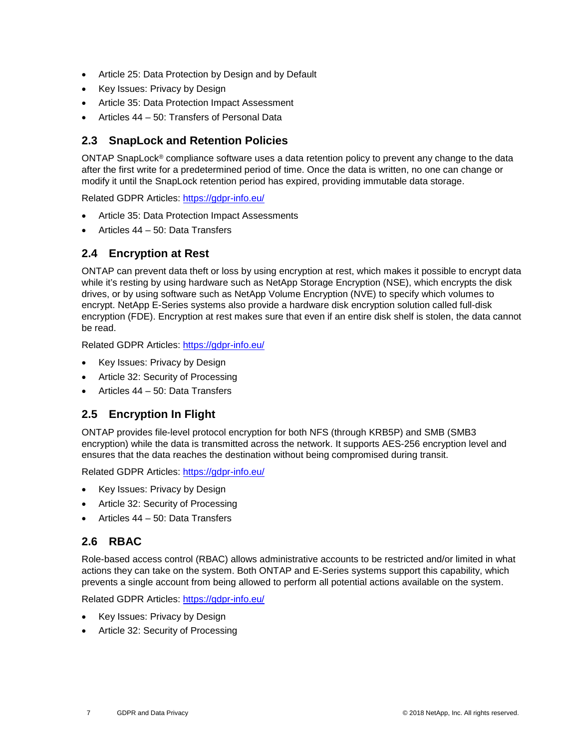- Article 25: Data Protection by Design and by Default
- Key Issues: Privacy by Design
- Article 35: Data Protection Impact Assessment
- Articles 44 – 50: Transfers of Personal Data

## 2.3 SnapLock and Retention Policies

ONTAP SnapLock® compliance software uses a data retention policy to prevent any change to the data after the first write for a predetermined period of time. Once the data is written, no one can change or modify it until the SnapLock retention period has expired, providing immutable data storage.

Related GDPR Articles: https://gdpr-info.eu/

- Article 35: Data Protection Impact Assessments
- Articles 44 – 50: Data Transfers

## 2.4 Encryption at Rest

ONTAP can prevent data theft or loss by using encryption at rest, which makes it possible to encrypt data while it's resting by using hardware such as NetApp Storage Encryption (NSE), which encrypts the disk drives, or by using software such as NetApp Volume Encryption (NVE) to specify which volumes to encrypt. NetApp E-Series systems also provide a hardware disk encryption solution called full-disk encryption (FDE). Encryption at rest makes sure that even if an entire disk shelf is stolen, the data cannot be read.

Related GDPR Articles: https://gdpr-info.eu/

- Key Issues: Privacy by Design
- Article 32: Security of Processing
- Articles 44 – 50: Data Transfers

## 2.5 Encryption In Flight

ONTAP provides file-level protocol encryption for both NFS (through KRB5P) and SMB (SMB3 encryption) while the data is transmitted across the network. It supports AES-256 encryption level and ensures that the data reaches the destination without being compromised during transit.

Related GDPR Articles: https://gdpr-info.eu/

- Key Issues: Privacy by Design
- Article 32: Security of Processing
- Articles 44 – 50: Data Transfers

## 2.6 RBAC

Role-based access control (RBAC) allows administrative accounts to be restricted and/or limited in what actions they can take on the system. Both ONTAP and E-Series systems support this capability, which prevents a single account from being allowed to perform all potential actions available on the system.

Related GDPR Articles: https://gdpr-info.eu/

- Key Issues: Privacy by Design
- Article 32: Security of Processing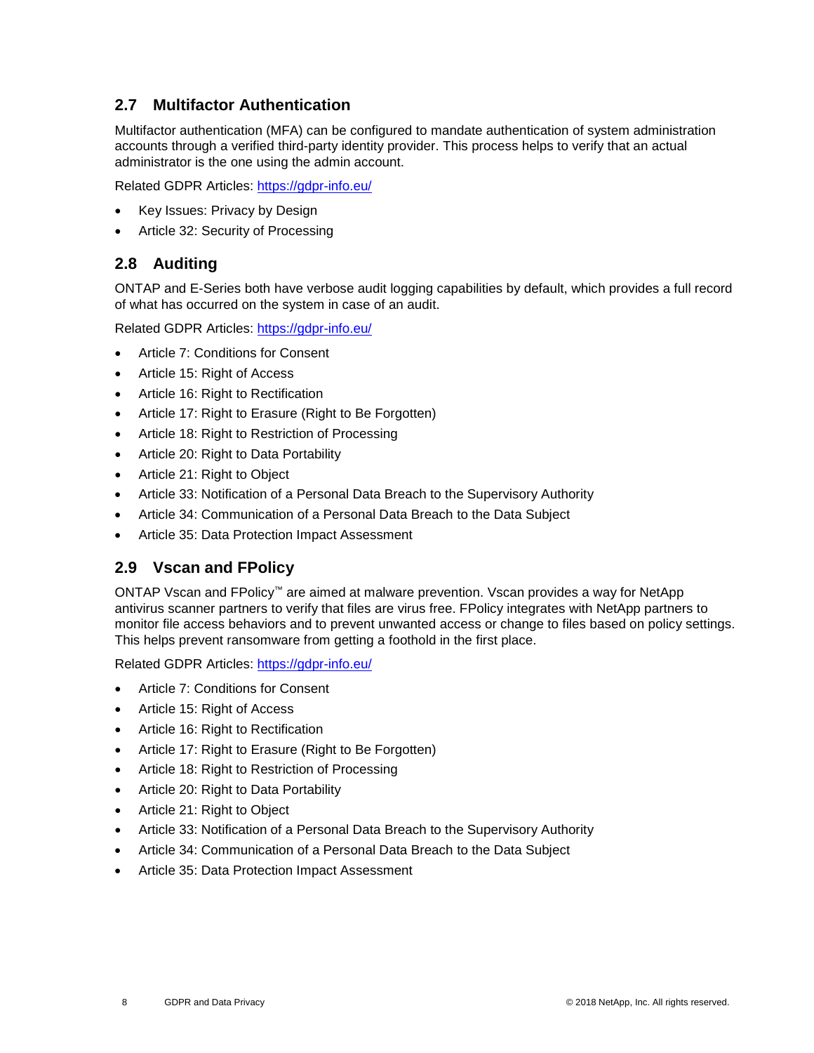## 2.7 Multifactor Authentication

Multifactor authentication (MFA) can be configured to mandate authentication of system administration accounts through a verified third-party identity provider. This process helps to verify that an actual administrator is the one using the admin account.

Related GDPR Articles: https://gdpr-info.eu/

- Key Issues: Privacy by Design
- Article 32: Security of Processing

## 2.8 Auditing

ONTAP and E-Series both have verbose audit logging capabilities by default, which provides a full record of what has occurred on the system in case of an audit.

Related GDPR Articles: https://gdpr-info.eu/

- Article 7: Conditions for Consent
- Article 15: Right of Access
- Article 16: Right to Rectification
- Article 17: Right to Erasure (Right to Be Forgotten)
- Article 18: Right to Restriction of Processing
- Article 20: Right to Data Portability
- Article 21: Right to Object
- Article 33: Notification of a Personal Data Breach to the Supervisory Authority
- Article 34: Communication of a Personal Data Breach to the Data Subject
- Article 35: Data Protection Impact Assessment

## 2.9 Vscan and FPolicy

ONTAP Vscan and FPolicy™ are aimed at malware prevention. Vscan provides a way for NetApp antivirus scanner partners to verify that files are virus free. FPolicy integrates with NetApp partners to monitor file access behaviors and to prevent unwanted access or change to files based on policy settings. This helps prevent ransomware from getting a foothold in the first place.

Related GDPR Articles: https://gdpr-info.eu/

- Article 7: Conditions for Consent
- Article 15: Right of Access
- Article 16: Right to Rectification
- Article 17: Right to Erasure (Right to Be Forgotten)
- Article 18: Right to Restriction of Processing
- Article 20: Right to Data Portability
- Article 21: Right to Object
- Article 33: Notification of a Personal Data Breach to the Supervisory Authority
- Article 34: Communication of a Personal Data Breach to the Data Subject
- Article 35: Data Protection Impact Assessment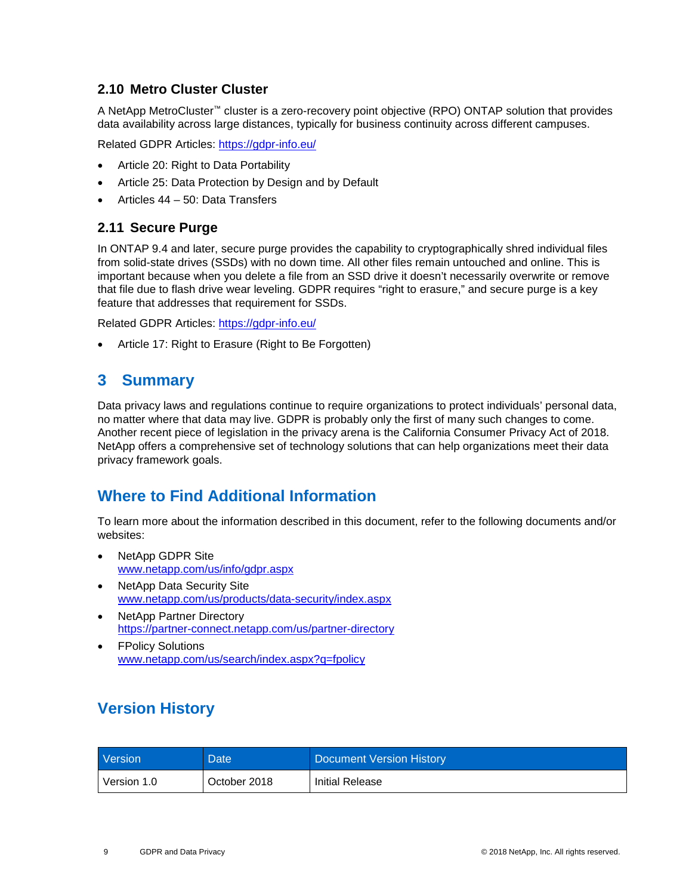### 2.10 Metro Cluster Cluster

A NetApp MetroCluster™ cluster is a zero-recovery point objective (RPO) ONTAP solution that provides data availability across large distances, typically for business continuity across different campuses.

Related GDPR Articles: https://gdpr-info.eu/

- Article 20: Right to Data Portability
- Article 25: Data Protection by Design and by Default
- Articles 44 – 50: Data Transfers

### 2.11 Secure Purge

In ONTAP 9.4 and later, secure purge provides the capability to cryptographically shred individual files from solid-state drives (SSDs) with no down time. All other files remain untouched and online. This is important because when you delete a file from an SSD drive it doesn't necessarily overwrite or remove that file due to flash drive wear leveling. GDPR requires "right to erasure," and secure purge is a key feature that addresses that requirement for SSDs.

Related GDPR Articles: https://gdpr-info.eu/

- Article 17: Right to Erasure (Right to Be Forgotten)

## 3 Summary

Data privacy laws and regulations continue to require organizations to protect individuals' personal data, no matter where that data may live. GDPR is probably only the first of many such changes to come. Another recent piece of legislation in the privacy arena is the California Consumer Privacy Act of 2018. NetApp offers a comprehensive set of technology solutions that can help organizations meet their data privacy framework goals.

## Where to Find Additional Information

To learn more about the information described in this document, refer to the following documents and/or websites:

- NetApp GDPR Site
  www.netapp.com/us/info/gdpr.aspx
- NetApp Data Security Site
  www.netapp.com/us/products/data-security/index.aspx
- NetApp Partner Directory
  https://partner-connect.netapp.com/us/partner-directory
- FPolicy Solutions
  www.netapp.com/us/search/index.aspx?q=fpolicy

## Version History

| Version | Date | Document Version History |
|---|---|---|
| Version 1.0 | October 2018 | Initial Release |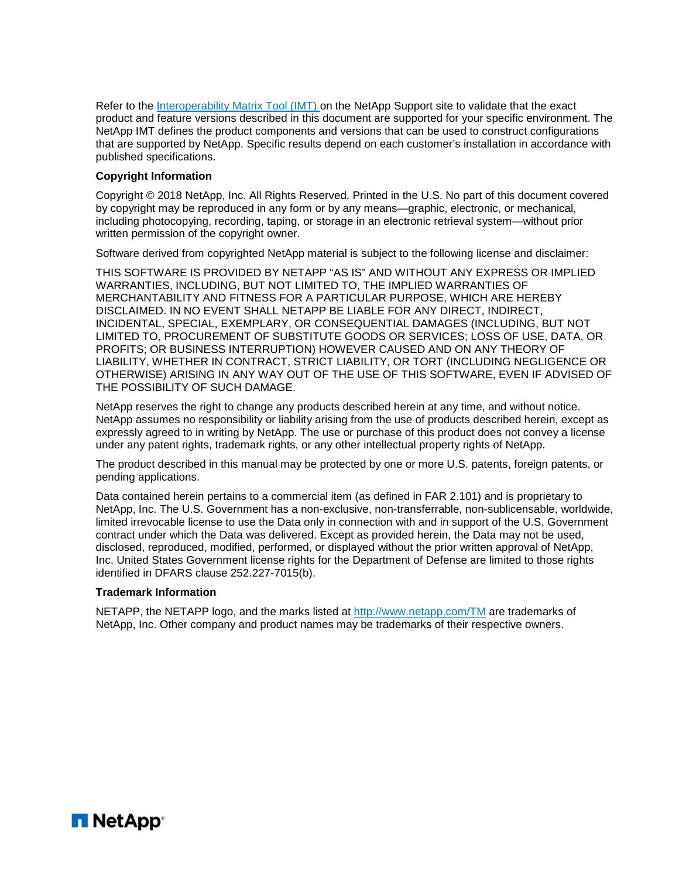Refer to the [Interoperability Matrix Tool (IMT)](Interoperability Matrix Tool (IMT)) on the NetApp Support site to validate that the exact product and feature versions described in this document are supported for your specific environment. The NetApp IMT defines the product components and versions that can be used to construct configurations that are supported by NetApp. Specific results depend on each customer's installation in accordance with published specifications.

**Copyright Information**

Copyright © 2018 NetApp, Inc. All Rights Reserved. Printed in the U.S. No part of this document covered by copyright may be reproduced in any form or by any means—graphic, electronic, or mechanical, including photocopying, recording, taping, or storage in an electronic retrieval system—without prior written permission of the copyright owner.

Software derived from copyrighted NetApp material is subject to the following license and disclaimer:

THIS SOFTWARE IS PROVIDED BY NETAPP "AS IS" AND WITHOUT ANY EXPRESS OR IMPLIED WARRANTIES, INCLUDING, BUT NOT LIMITED TO, THE IMPLIED WARRANTIES OF MERCHANTABILITY AND FITNESS FOR A PARTICULAR PURPOSE, WHICH ARE HEREBY DISCLAIMED. IN NO EVENT SHALL NETAPP BE LIABLE FOR ANY DIRECT, INDIRECT, INCIDENTAL, SPECIAL, EXEMPLARY, OR CONSEQUENTIAL DAMAGES (INCLUDING, BUT NOT LIMITED TO, PROCUREMENT OF SUBSTITUTE GOODS OR SERVICES; LOSS OF USE, DATA, OR PROFITS; OR BUSINESS INTERRUPTION) HOWEVER CAUSED AND ON ANY THEORY OF LIABILITY, WHETHER IN CONTRACT, STRICT LIABILITY, OR TORT (INCLUDING NEGLIGENCE OR OTHERWISE) ARISING IN ANY WAY OUT OF THE USE OF THIS SOFTWARE, EVEN IF ADVISED OF THE POSSIBILITY OF SUCH DAMAGE.

NetApp reserves the right to change any products described herein at any time, and without notice. NetApp assumes no responsibility or liability arising from the use of products described herein, except as expressly agreed to in writing by NetApp. The use or purchase of this product does not convey a license under any patent rights, trademark rights, or any other intellectual property rights of NetApp.

The product described in this manual may be protected by one or more U.S. patents, foreign patents, or pending applications.

Data contained herein pertains to a commercial item (as defined in FAR 2.101) and is proprietary to NetApp, Inc. The U.S. Government has a non-exclusive, non-transferrable, non-sublicensable, worldwide, limited irrevocable license to use the Data only in connection with and in support of the U.S. Government contract under which the Data was delivered. Except as provided herein, the Data may not be used, disclosed, reproduced, modified, performed, or displayed without the prior written approval of NetApp, Inc. United States Government license rights for the Department of Defense are limited to those rights identified in DFARS clause 252.227-7015(b).

**Trademark Information**

NETAPP, the NETAPP logo, and the marks listed at http://www.netapp.com/TM are trademarks of NetApp, Inc. Other company and product names may be trademarks of their respective owners.